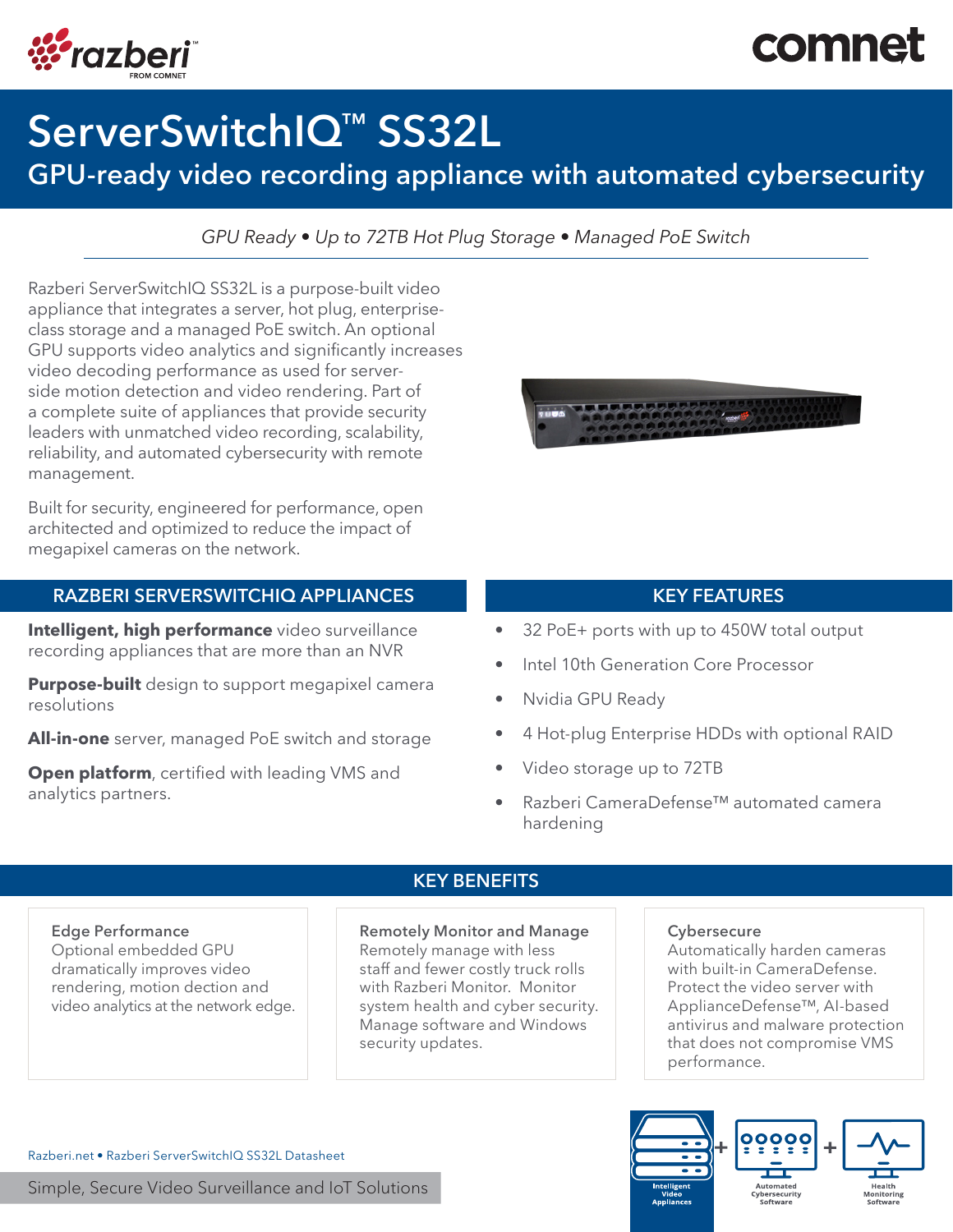# ServerSwitchIQ™ SS32L

## GPU-ready video recording appliance with automated cybersecurity

*GPU Ready • Up to 72TB Hot Plug Storage • Managed PoE Switch*

Razberi ServerSwitchIQ SS32L is a purpose-built video appliance that integrates a server, hot plug, enterprise-class storage and a managed PoE switch. An optional GPU supports video analytics and significantly increases video decoding performance as used for server-side motion detection and video rendering. Part of a complete suite of appliances that provide security leaders with unmatched video recording, scalability, reliability, and automated cybersecurity with remote management.

Built for security, engineered for performance, open architected and optimized to reduce the impact of megapixel cameras on the network.

## RAZBERI SERVERSWITCHIQ APPLIANCES

**Intelligent, high performance** video surveillance recording appliances that are more than an NVR

**Purpose-built** design to support megapixel camera resolutions

**All-in-one** server, managed PoE switch and storage

**Open platform**, certified with leading VMS and analytics partners.

## KEY FEATURES

- 32 PoE+ ports with up to 450W total output
- Intel 10th Generation Core Processor
- Nvidia GPU Ready
- 4 Hot-plug Enterprise HDDs with optional RAID
- Video storage up to 72TB
- Razberi CameraDefense™ automated camera hardening

## KEY BENEFITS

### Edge Performance

Optional embedded GPU dramatically improves video rendering, motion dection and video analytics at the network edge.

### Remotely Monitor and Manage

Remotely manage with less staff and fewer costly truck rolls with Razberi Monitor. Monitor system health and cyber security. Manage software and Windows security updates.

### Cybersecure

Automatically harden cameras with built-in CameraDefense. Protect the video server with ApplianceDefense™, AI-based antivirus and malware protection that does not compromise VMS performance.

Razberi.net • Razberi ServerSwitchIQ SS32L Datasheet

Simple, Secure Video Surveillance and IoT Solutions

Intelligent Video Appliances + Automated Cybersecurity Software + Health Monitoring Software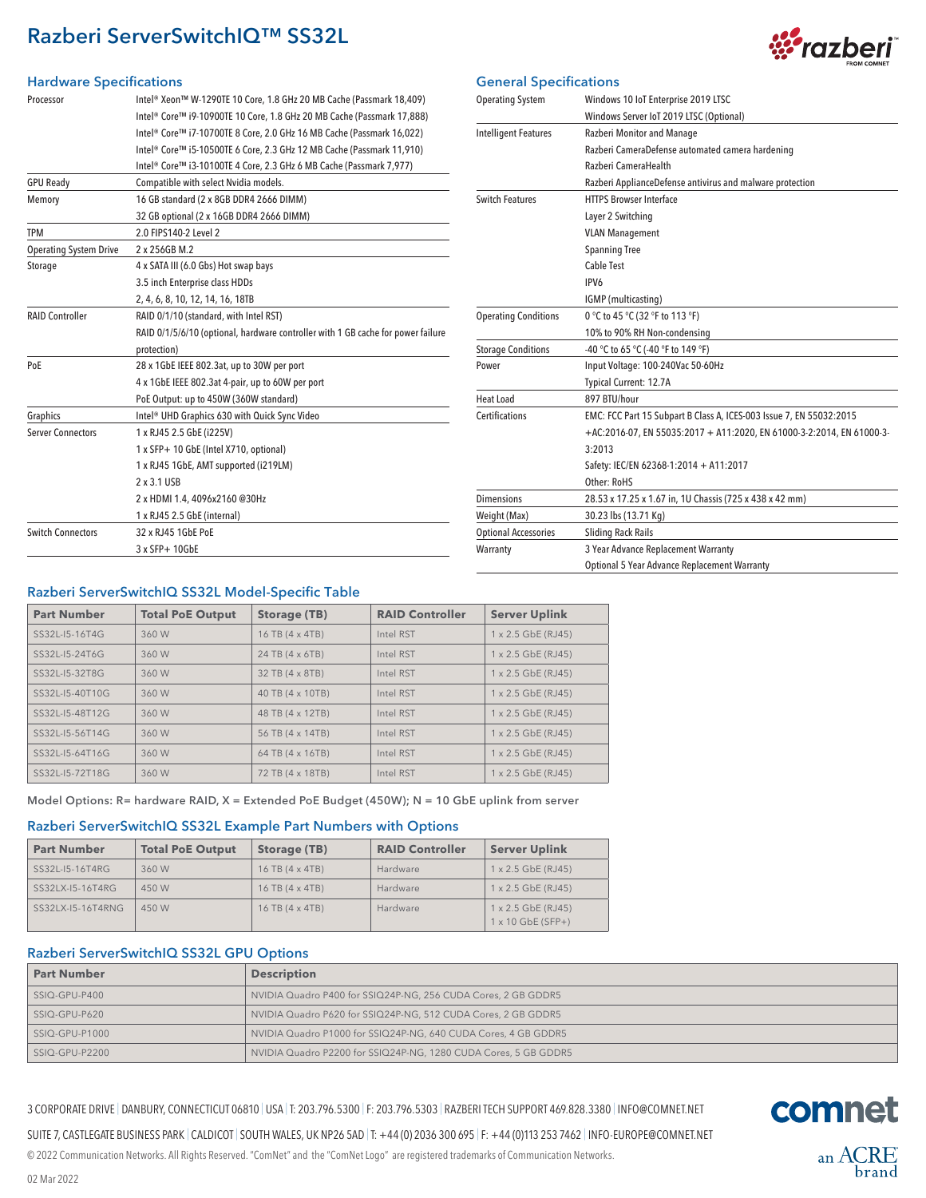# Razberi ServerSwitchIQ™ SS32L

## Hardware Specifications

| | |
|---|---|
| Processor | Intel® Xeon™ W-1290TE 10 Core, 1.8 GHz 20 MB Cache (Passmark 18,409) |
| | Intel® Core™ i9-10900TE 10 Core, 1.8 GHz 20 MB Cache (Passmark 17,888) |
| | Intel® Core™ i7-10700TE 8 Core, 2.0 GHz 16 MB Cache (Passmark 16,022) |
| | Intel® Core™ i5-10500TE 6 Core, 2.3 GHz 12 MB Cache (Passmark 11,910) |
| | Intel® Core™ i3-10100TE 4 Core, 2.3 GHz 6 MB Cache (Passmark 7,977) |
| GPU Ready | Compatible with select Nvidia models. |
| Memory | 16 GB standard (2 x 8GB DDR4 2666 DIMM) |
| | 32 GB optional (2 x 16GB DDR4 2666 DIMM) |
| TPM | 2.0 FIPS140-2 Level 2 |
| Operating System Drive | 2 x 256GB M.2 |
| Storage | 4 x SATA III (6.0 Gbs) Hot swap bays |
| | 3.5 inch Enterprise class HDDs |
| | 2, 4, 6, 8, 10, 12, 14, 16, 18TB |
| RAID Controller | RAID 0/1/10 (standard, with Intel RST) |
| | RAID 0/1/5/6/10 (optional, hardware controller with 1 GB cache for power failure protection) |
| PoE | 28 x 1GbE IEEE 802.3at, up to 30W per port |
| | 4 x 1GbE IEEE 802.3at 4-pair, up to 60W per port |
| | PoE Output: up to 450W (360W standard) |
| Graphics | Intel® UHD Graphics 630 with Quick Sync Video |
| Server Connectors | 1 x RJ45 2.5 GbE (i225V) |
| | 1 x SFP+ 10 GbE (Intel X710, optional) |
| | 1 x RJ45 1GbE, AMT supported (i219LM) |
| | 2 x 3.1 USB |
| | 2 x HDMI 1.4, 4096x2160 @30Hz |
| | 1 x RJ45 2.5 GbE (internal) |
| Switch Connectors | 32 x RJ45 1GbE PoE |
| | 3 x SFP+ 10GbE |

## General Specifications

| | |
|---|---|
| Operating System | Windows 10 IoT Enterprise 2019 LTSC |
| | Windows Server IoT 2019 LTSC (Optional) |
| Intelligent Features | Razberi Monitor and Manage |
| | Razberi CameraDefense automated camera hardening |
| | Razberi CameraHealth |
| | Razberi ApplianceDefense antivirus and malware protection |
| Switch Features | HTTPS Browser Interface |
| | Layer 2 Switching |
| | VLAN Management |
| | Spanning Tree |
| | Cable Test |
| | IPV6 |
| | IGMP (multicasting) |
| Operating Conditions | 0 °C to 45 °C (32 °F to 113 °F) |
| | 10% to 90% RH Non-condensing |
| Storage Conditions | -40 °C to 65 °C (-40 °F to 149 °F) |
| Power | Input Voltage: 100-240Vac 50-60Hz |
| | Typical Current: 12.7A |
| Heat Load | 897 BTU/hour |
| Certifications | EMC: FCC Part 15 Subpart B Class A, ICES-003 Issue 7, EN 55032:2015 +AC:2016-07, EN 55035:2017 + A11:2020, EN 61000-3-2:2014, EN 61000-3-3:2013 |
| | Safety: IEC/EN 62368-1:2014 + A11:2017 |
| | Other: RoHS |
| Dimensions | 28.53 x 17.25 x 1.67 in, 1U Chassis (725 x 438 x 42 mm) |
| Weight (Max) | 30.23 lbs (13.71 Kg) |
| Optional Accessories | Sliding Rack Rails |
| Warranty | 3 Year Advance Replacement Warranty |
| | Optional 5 Year Advance Replacement Warranty |

## Razberi ServerSwitchIQ SS32L Model-Specific Table

| Part Number | Total PoE Output | Storage (TB) | RAID Controller | Server Uplink |
|---|---|---|---|---|
| SS32L-I5-16T4G | 360 W | 16 TB (4 x 4TB) | Intel RST | 1 x 2.5 GbE (RJ45) |
| SS32L-I5-24T6G | 360 W | 24 TB (4 x 6TB) | Intel RST | 1 x 2.5 GbE (RJ45) |
| SS32L-I5-32T8G | 360 W | 32 TB (4 x 8TB) | Intel RST | 1 x 2.5 GbE (RJ45) |
| SS32L-I5-40T10G | 360 W | 40 TB (4 x 10TB) | Intel RST | 1 x 2.5 GbE (RJ45) |
| SS32L-I5-48T12G | 360 W | 48 TB (4 x 12TB) | Intel RST | 1 x 2.5 GbE (RJ45) |
| SS32L-I5-56T14G | 360 W | 56 TB (4 x 14TB) | Intel RST | 1 x 2.5 GbE (RJ45) |
| SS32L-I5-64T16G | 360 W | 64 TB (4 x 16TB) | Intel RST | 1 x 2.5 GbE (RJ45) |
| SS32L-I5-72T18G | 360 W | 72 TB (4 x 18TB) | Intel RST | 1 x 2.5 GbE (RJ45) |

Model Options: R= hardware RAID, X = Extended PoE Budget (450W); N = 10 GbE uplink from server

## Razberi ServerSwitchIQ SS32L Example Part Numbers with Options

| Part Number | Total PoE Output | Storage (TB) | RAID Controller | Server Uplink |
|---|---|---|---|---|
| SS32L-I5-16T4RG | 360 W | 16 TB (4 x 4TB) | Hardware | 1 x 2.5 GbE (RJ45) |
| SS32LX-I5-16T4RG | 450 W | 16 TB (4 x 4TB) | Hardware | 1 x 2.5 GbE (RJ45) |
| SS32LX-I5-16T4RNG | 450 W | 16 TB (4 x 4TB) | Hardware | 1 x 2.5 GbE (RJ45)<br>1 x 10 GbE (SFP+) |

## Razberi ServerSwitchIQ SS32L GPU Options

| Part Number | Description |
|---|---|
| SSIQ-GPU-P400 | NVIDIA Quadro P400 for SSIQ24P-NG, 256 CUDA Cores, 2 GB GDDR5 |
| SSIQ-GPU-P620 | NVIDIA Quadro P620 for SSIQ24P-NG, 512 CUDA Cores, 2 GB GDDR5 |
| SSIQ-GPU-P1000 | NVIDIA Quadro P1000 for SSIQ24P-NG, 640 CUDA Cores, 4 GB GDDR5 |
| SSIQ-GPU-P2200 | NVIDIA Quadro P2200 for SSIQ24P-NG, 1280 CUDA Cores, 5 GB GDDR5 |

3 CORPORATE DRIVE | DANBURY, CONNECTICUT 06810 | USA | T: 203.796.5300 | F: 203.796.5303 | RAZBERI TECH SUPPORT 469.828.3380 | INFO@COMNET.NET

SUITE 7, CASTLEGATE BUSINESS PARK | CALDICOT | SOUTH WALES, UK NP26 5AD | T: +44 (0) 2036 300 695 | F: +44 (0)113 253 7462 | INFO-EUROPE@COMNET.NET

© 2022 Communication Networks. All Rights Reserved. "ComNet" and the "ComNet Logo" are registered trademarks of Communication Networks.

02 Mar 2022